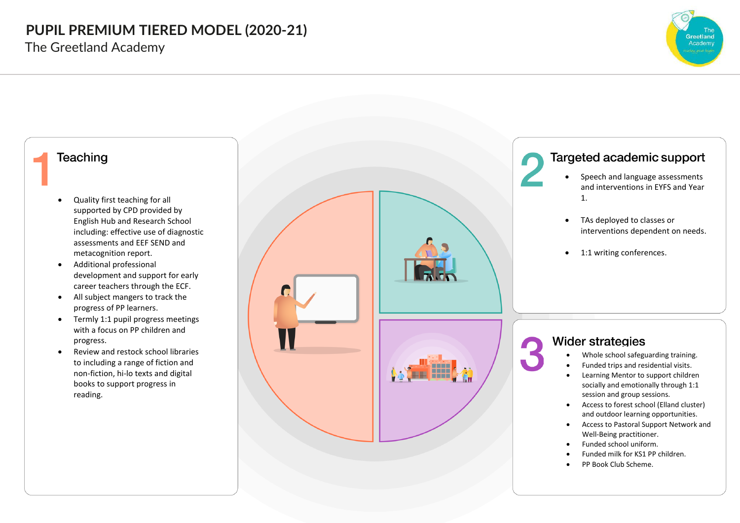# PUPIL PREMIUM TIERED MODEL (2020-21)

The Greetland Academy

## 1 Teaching

- Quality first teaching for all supported by CPD provided by English Hub and Research School including: effective use of diagnostic assessments and EEF SEND and metacognition report.
- Additional professional development and support for early career teachers through the ECF.
- All subject mangers to track the progress of PP learners.
- Termly 1:1 pupil progress meetings with a focus on PP children and progress.
- Review and restock school libraries to including a range of fiction and non-fiction, hi-lo texts and digital books to support progress in reading.

## 2 Targeted academic support

- Speech and language assessments and interventions in EYFS and Year 1.
- TAs deployed to classes or interventions dependent on needs.
- 1:1 writing conferences.

## 3 Wider strategies

- Whole school safeguarding training.
- Funded trips and residential visits.
- Learning Mentor to support children socially and emotionally through 1:1 session and group sessions.
- Access to forest school (Elland cluster) and outdoor learning opportunities.
- Access to Pastoral Support Network and Well-Being practitioner.
- Funded school uniform.
- Funded milk for KS1 PP children.
- PP Book Club Scheme.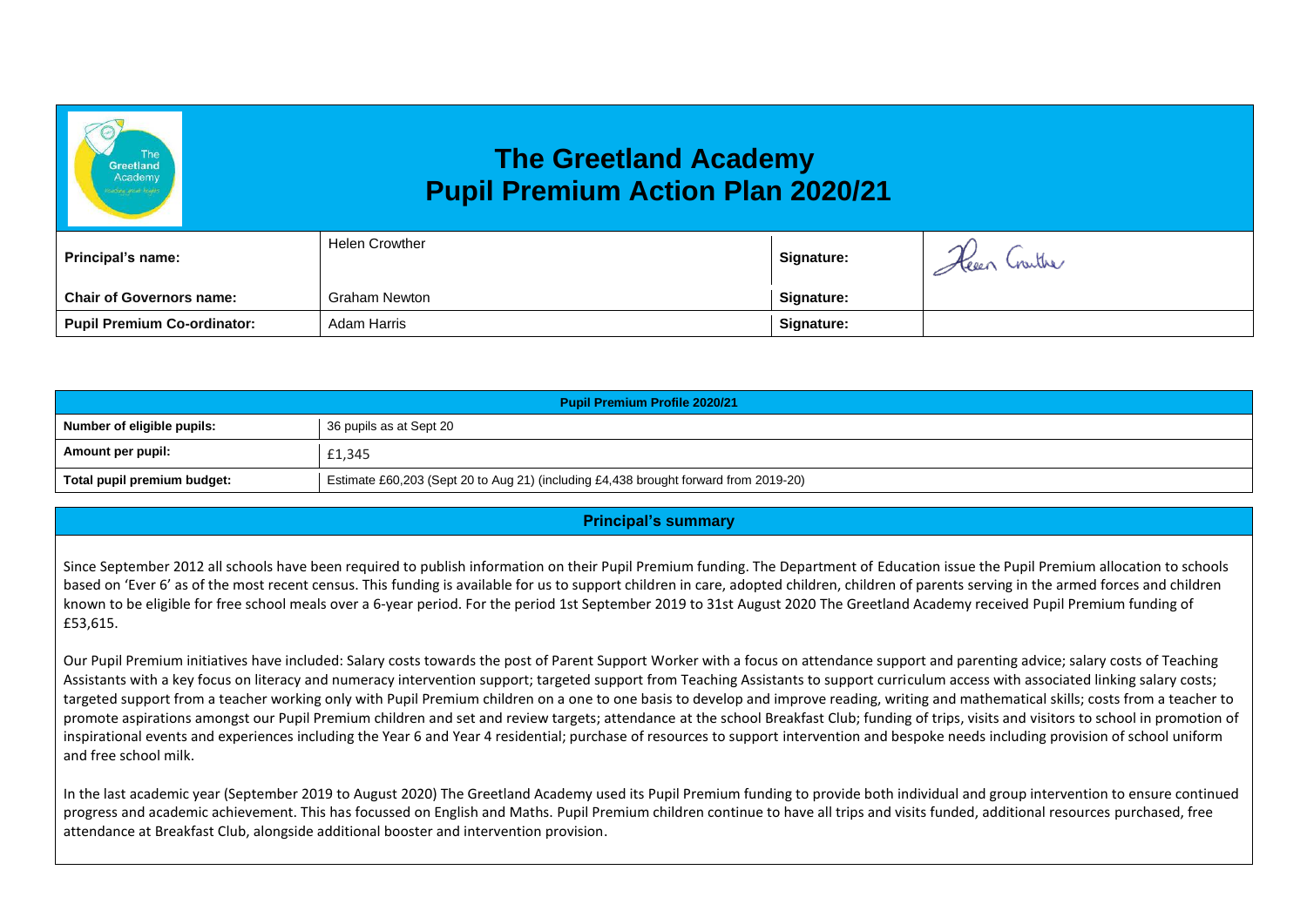# The Greetland Academy
## Pupil Premium Action Plan 2020/21

| Principal's name: | Helen Crowther | Signature: | Helen Crowther |
|---|---|---|---|
| Chair of Governors name: | Graham Newton | Signature: | |
| Pupil Premium Co-ordinator: | Adam Harris | Signature: | |

| Pupil Premium Profile 2020/21 | |
|---|---|
| Number of eligible pupils: | 36 pupils as at Sept 20 |
| Amount per pupil: | £1,345 |
| Total pupil premium budget: | Estimate £60,203 (Sept 20 to Aug 21) (including £4,438 brought forward from 2019-20) |

## Principal's summary

Since September 2012 all schools have been required to publish information on their Pupil Premium funding. The Department of Education issue the Pupil Premium allocation to schools based on 'Ever 6' as of the most recent census. This funding is available for us to support children in care, adopted children, children of parents serving in the armed forces and children known to be eligible for free school meals over a 6-year period. For the period 1st September 2019 to 31st August 2020 The Greetland Academy received Pupil Premium funding of £53,615.

Our Pupil Premium initiatives have included: Salary costs towards the post of Parent Support Worker with a focus on attendance support and parenting advice; salary costs of Teaching Assistants with a key focus on literacy and numeracy intervention support; targeted support from Teaching Assistants to support curriculum access with associated linking salary costs; targeted support from a teacher working only with Pupil Premium children on a one to one basis to develop and improve reading, writing and mathematical skills; costs from a teacher to promote aspirations amongst our Pupil Premium children and set and review targets; attendance at the school Breakfast Club; funding of trips, visits and visitors to school in promotion of inspirational events and experiences including the Year 6 and Year 4 residential; purchase of resources to support intervention and bespoke needs including provision of school uniform and free school milk.

In the last academic year (September 2019 to August 2020) The Greetland Academy used its Pupil Premium funding to provide both individual and group intervention to ensure continued progress and academic achievement. This has focussed on English and Maths. Pupil Premium children continue to have all trips and visits funded, additional resources purchased, free attendance at Breakfast Club, alongside additional booster and intervention provision.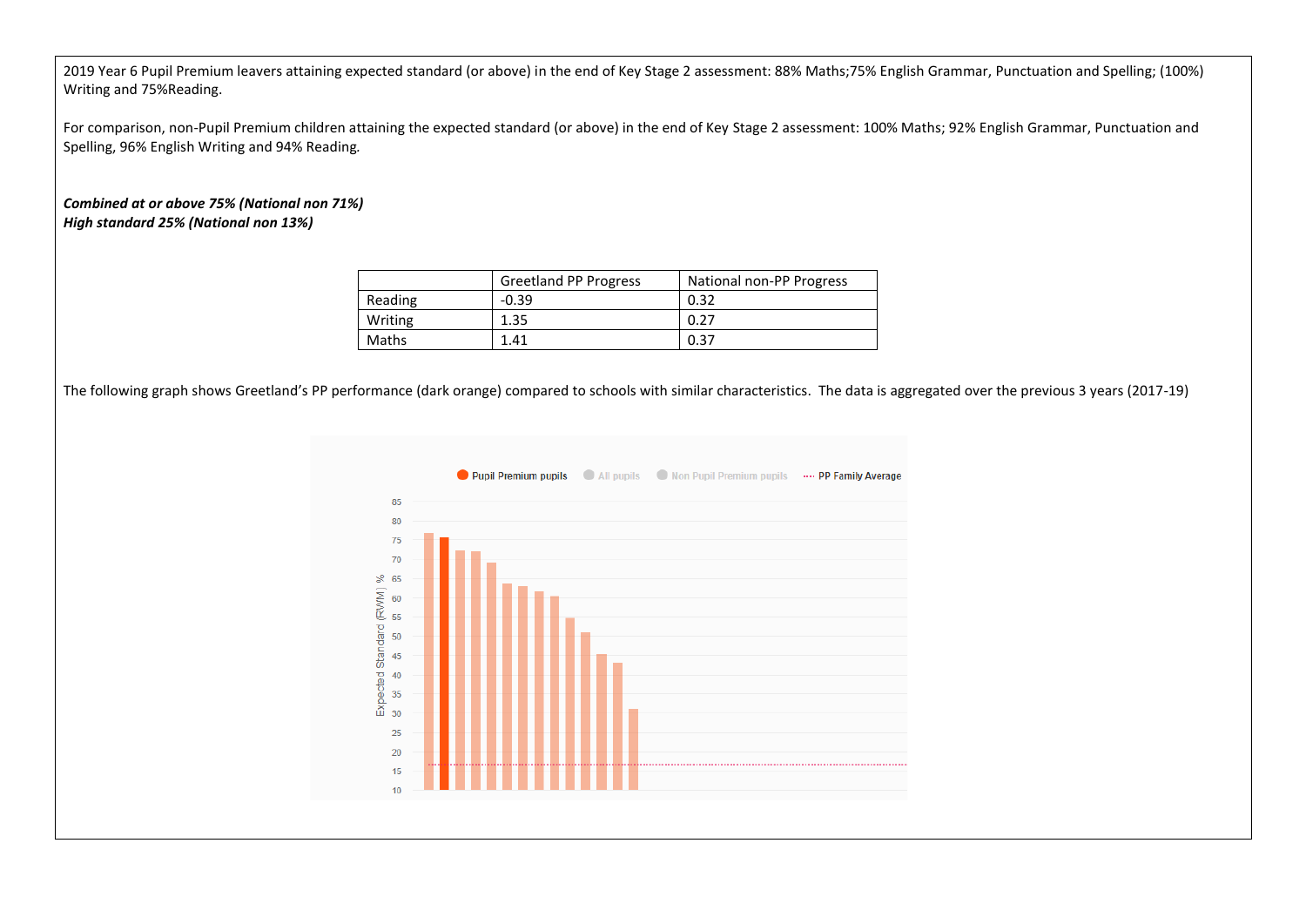2019 Year 6 Pupil Premium leavers attaining expected standard (or above) in the end of Key Stage 2 assessment: 88% Maths;75% English Grammar, Punctuation and Spelling; (100%) Writing and 75%Reading.

For comparison, non-Pupil Premium children attaining the expected standard (or above) in the end of Key Stage 2 assessment: 100% Maths; 92% English Grammar, Punctuation and Spelling, 96% English Writing and 94% Reading.

***Combined at or above 75% (National non 71%)***
***High standard 25% (National non 13%)***

| | Greetland PP Progress | National non-PP Progress |
|---|---|---|
| Reading | -0.39 | 0.32 |
| Writing | 1.35 | 0.27 |
| Maths | 1.41 | 0.37 |

The following graph shows Greetland's PP performance (dark orange) compared to schools with similar characteristics. The data is aggregated over the previous 3 years (2017-19)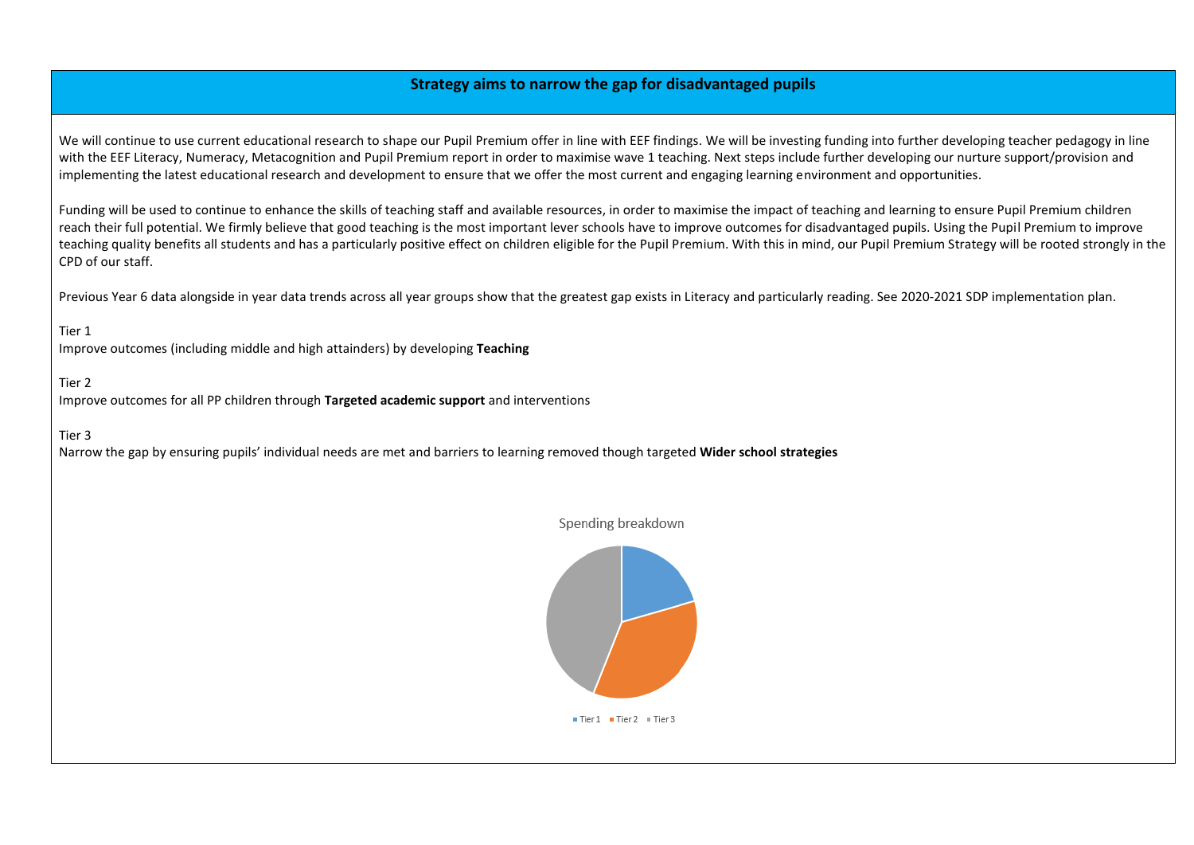## Strategy aims to narrow the gap for disadvantaged pupils

We will continue to use current educational research to shape our Pupil Premium offer in line with EEF findings. We will be investing funding into further developing teacher pedagogy in line with the EEF Literacy, Numeracy, Metacognition and Pupil Premium report in order to maximise wave 1 teaching. Next steps include further developing our nurture support/provision and implementing the latest educational research and development to ensure that we offer the most current and engaging learning environment and opportunities.

Funding will be used to continue to enhance the skills of teaching staff and available resources, in order to maximise the impact of teaching and learning to ensure Pupil Premium children reach their full potential. We firmly believe that good teaching is the most important lever schools have to improve outcomes for disadvantaged pupils. Using the Pupil Premium to improve teaching quality benefits all students and has a particularly positive effect on children eligible for the Pupil Premium. With this in mind, our Pupil Premium Strategy will be rooted strongly in the CPD of our staff.

Previous Year 6 data alongside in year data trends across all year groups show that the greatest gap exists in Literacy and particularly reading. See 2020-2021 SDP implementation plan.

Tier 1
Improve outcomes (including middle and high attainders) by developing **Teaching**

Tier 2
Improve outcomes for all PP children through **Targeted academic support** and interventions

Tier 3
Narrow the gap by ensuring pupils' individual needs are met and barriers to learning removed though targeted **Wider school strategies**

Spending breakdown

Tier 1 Tier 2 Tier 3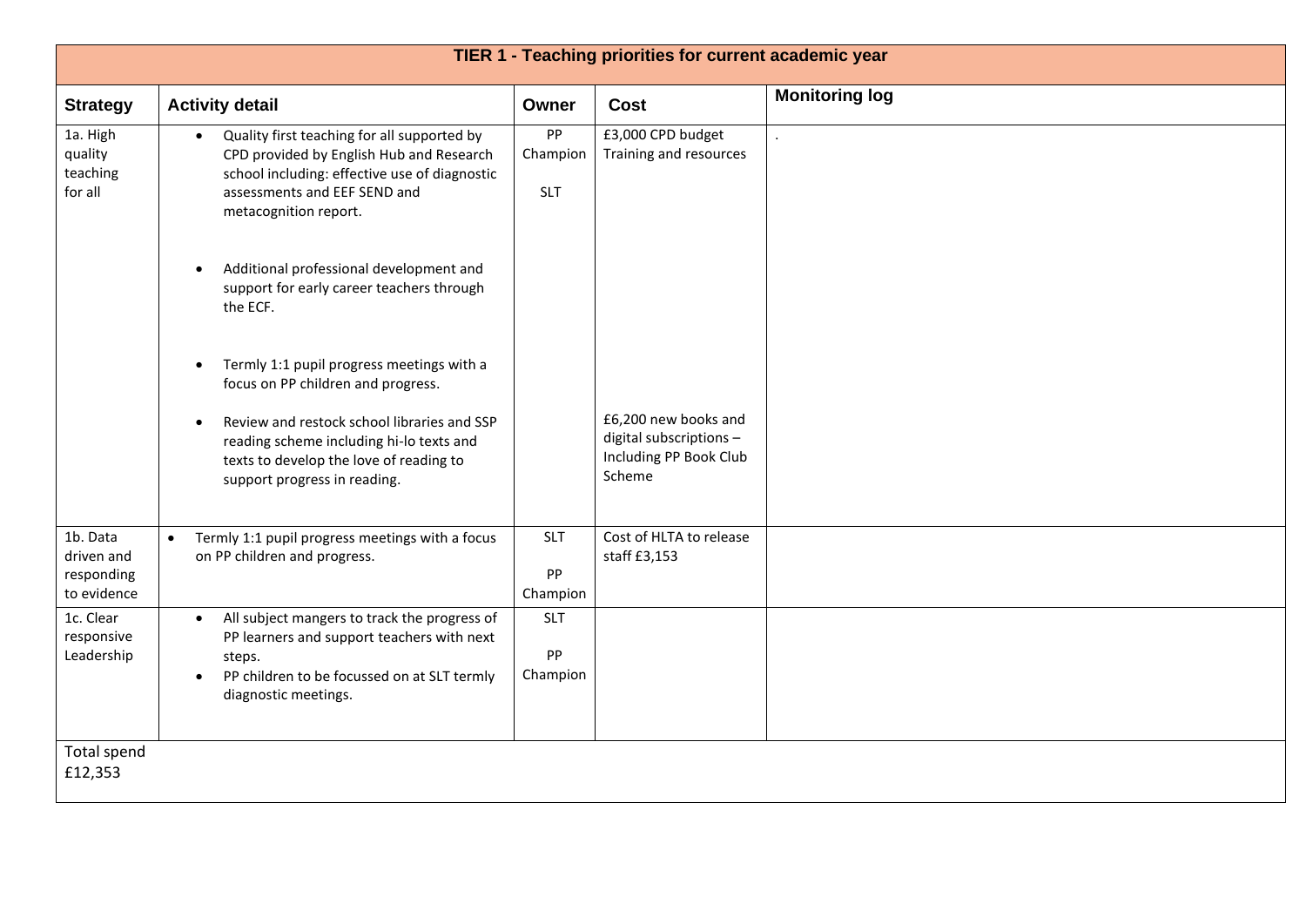| TIER 1 - Teaching priorities for current academic year | | | | |
|---|---|---|---|---|
| **Strategy** | **Activity detail** | **Owner** | **Cost** | **Monitoring log** |
| 1a. High quality teaching for all | • Quality first teaching for all supported by CPD provided by English Hub and Research school including: effective use of diagnostic assessments and EEF SEND and metacognition report.<br><br>• Additional professional development and support for early career teachers through the ECF.<br><br>• Termly 1:1 pupil progress meetings with a focus on PP children and progress.<br><br>• Review and restock school libraries and SSP reading scheme including hi-lo texts and texts to develop the love of reading to support progress in reading. | PP Champion<br><br>SLT | £3,000 CPD budget Training and resources<br><br>£6,200 new books and digital subscriptions – Including PP Book Club Scheme | . |
| 1b. Data driven and responding to evidence | • Termly 1:1 pupil progress meetings with a focus on PP children and progress. | SLT<br><br>PP Champion | Cost of HLTA to release staff £3,153 | |
| 1c. Clear responsive Leadership | • All subject mangers to track the progress of PP learners and support teachers with next steps.<br>• PP children to be focussed on at SLT termly diagnostic meetings. | SLT<br><br>PP Champion | | |
| Total spend £12,353 | | | | |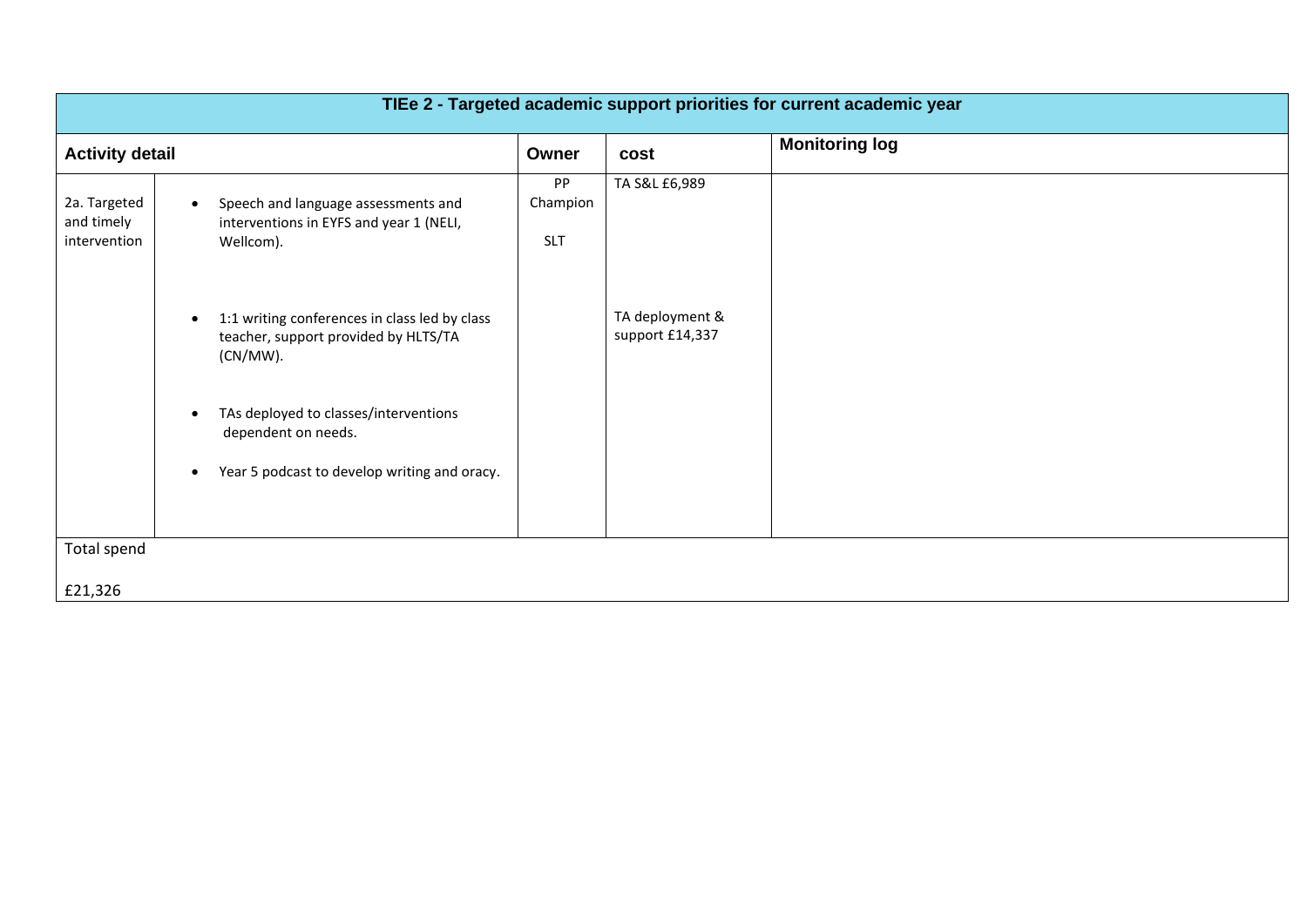| TIEe 2 - Targeted academic support priorities for current academic year | | | | |
|---|---|---|---|---|
| **Activity detail** | | **Owner** | **cost** | **Monitoring log** |
| 2a. Targeted and timely intervention | • Speech and language assessments and interventions in EYFS and year 1 (NELI, Wellcom).<br><br>• 1:1 writing conferences in class led by class teacher, support provided by HLTS/TA (CN/MW).<br><br>• TAs deployed to classes/interventions dependent on needs.<br><br>• Year 5 podcast to develop writing and oracy. | PP Champion<br><br>SLT | TA S&L £6,989<br><br>TA deployment & support £14,337 | |
| Total spend<br><br>£21,326 | | | | |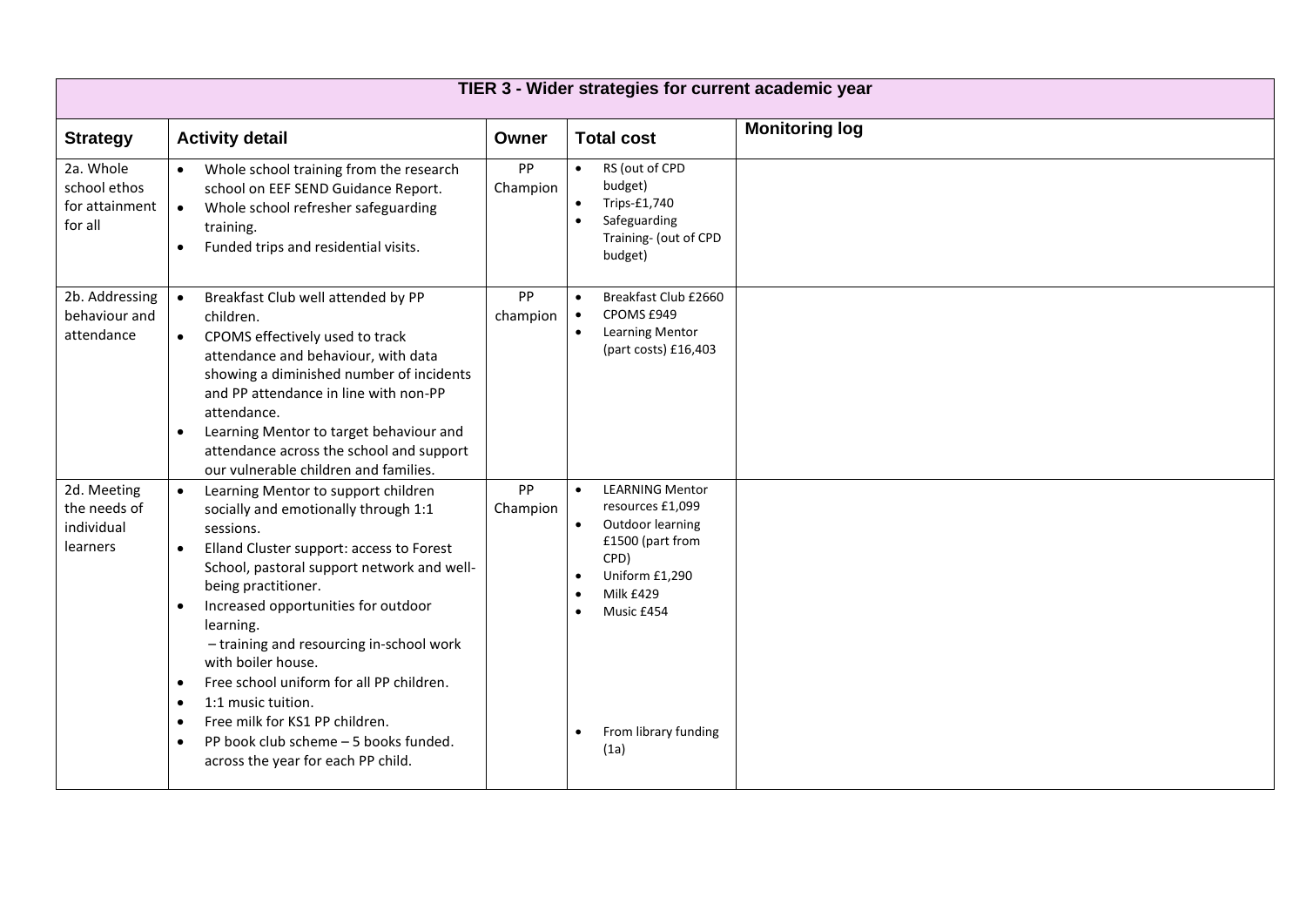| TIER 3 - Wider strategies for current academic year | | | | |
|---|---|---|---|---|
| **Strategy** | **Activity detail** | **Owner** | **Total cost** | **Monitoring log** |
| 2a. Whole school ethos for attainment for all | • Whole school training from the research school on EEF SEND Guidance Report.<br>• Whole school refresher safeguarding training.<br>• Funded trips and residential visits. | PP Champion | • RS (out of CPD budget)<br>• Trips-£1,740<br>• Safeguarding Training- (out of CPD budget) | |
| 2b. Addressing behaviour and attendance | • Breakfast Club well attended by PP children.<br>• CPOMS effectively used to track attendance and behaviour, with data showing a diminished number of incidents and PP attendance in line with non-PP attendance.<br>• Learning Mentor to target behaviour and attendance across the school and support our vulnerable children and families. | PP champion | • Breakfast Club £2660<br>• CPOMS £949<br>• Learning Mentor (part costs) £16,403 | |
| 2d. Meeting the needs of individual learners | • Learning Mentor to support children socially and emotionally through 1:1 sessions.<br>• Elland Cluster support: access to Forest School, pastoral support network and well-being practitioner.<br>• Increased opportunities for outdoor learning.<br>– training and resourcing in-school work with boiler house.<br>• Free school uniform for all PP children.<br>• 1:1 music tuition.<br>• Free milk for KS1 PP children.<br>• PP book club scheme – 5 books funded. across the year for each PP child. | PP Champion | • LEARNING Mentor resources £1,099<br>• Outdoor learning £1500 (part from CPD)<br>• Uniform £1,290<br>• Milk £429<br>• Music £454<br>• From library funding (1a) | |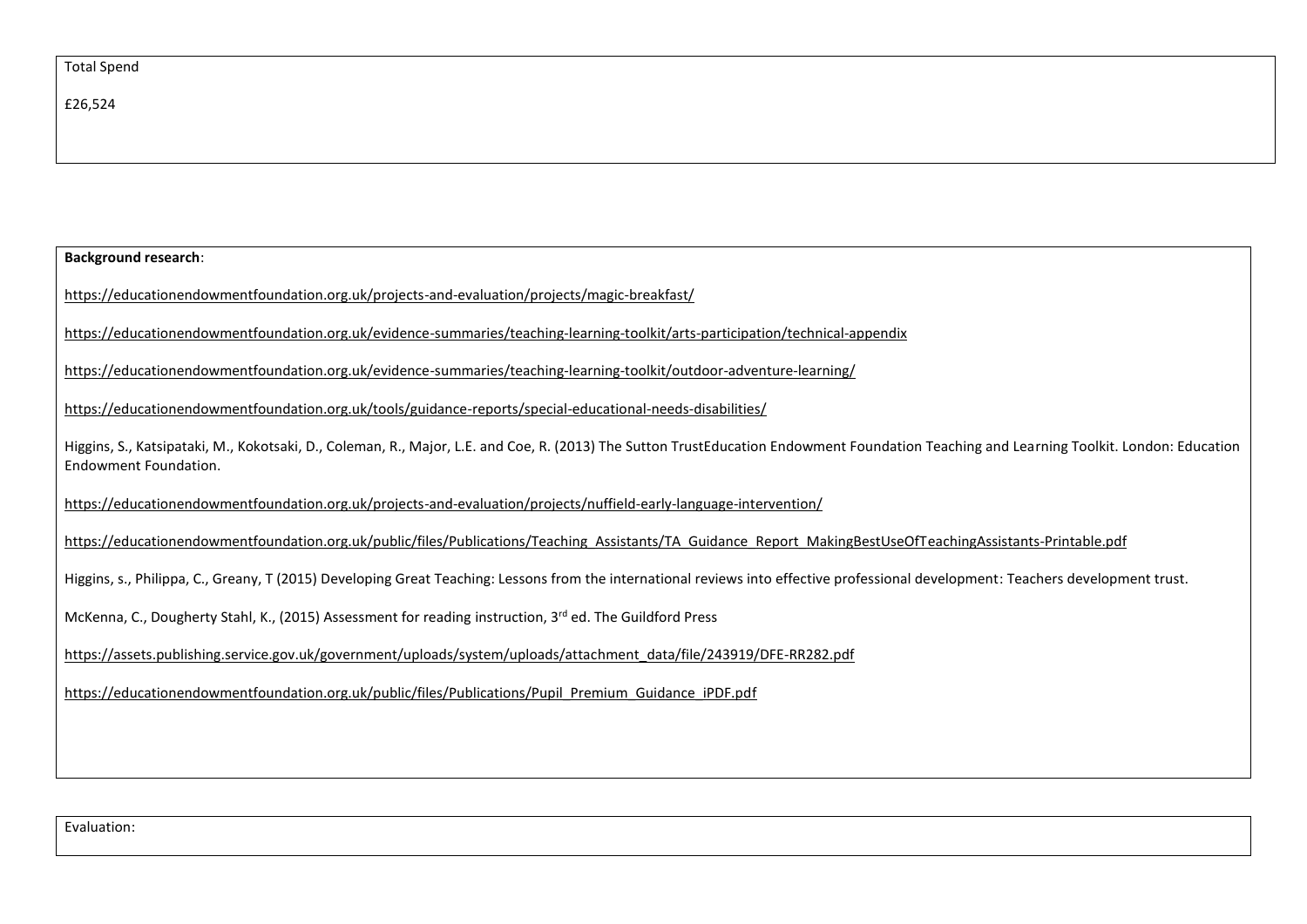Total Spend

£26,524

**Background research**:

https://educationendowmentfoundation.org.uk/projects-and-evaluation/projects/magic-breakfast/

https://educationendowmentfoundation.org.uk/evidence-summaries/teaching-learning-toolkit/arts-participation/technical-appendix

https://educationendowmentfoundation.org.uk/evidence-summaries/teaching-learning-toolkit/outdoor-adventure-learning/

https://educationendowmentfoundation.org.uk/tools/guidance-reports/special-educational-needs-disabilities/

Higgins, S., Katsipataki, M., Kokotsaki, D., Coleman, R., Major, L.E. and Coe, R. (2013) The Sutton TrustEducation Endowment Foundation Teaching and Learning Toolkit. London: Education Endowment Foundation.

https://educationendowmentfoundation.org.uk/projects-and-evaluation/projects/nuffield-early-language-intervention/

https://educationendowmentfoundation.org.uk/public/files/Publications/Teaching_Assistants/TA_Guidance_Report_MakingBestUseOfTeachingAssistants-Printable.pdf

Higgins, s., Philippa, C., Greany, T (2015) Developing Great Teaching: Lessons from the international reviews into effective professional development: Teachers development trust.

McKenna, C., Dougherty Stahl, K., (2015) Assessment for reading instruction, 3rd ed. The Guildford Press

https://assets.publishing.service.gov.uk/government/uploads/system/uploads/attachment_data/file/243919/DFE-RR282.pdf

https://educationendowmentfoundation.org.uk/public/files/Publications/Pupil_Premium_Guidance_iPDF.pdf

Evaluation: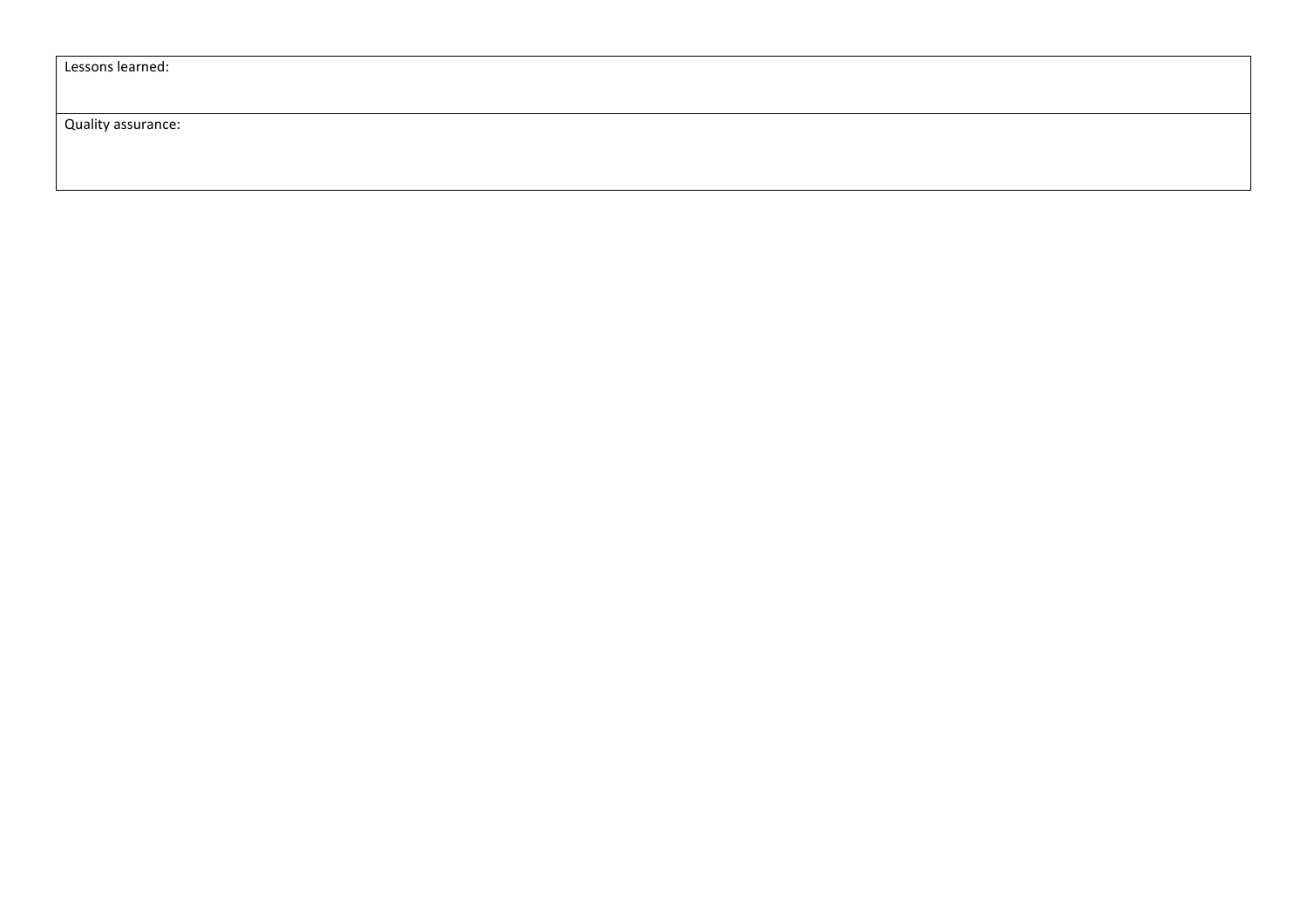| |
|---|
| Lessons learned: |
| Quality assurance: |